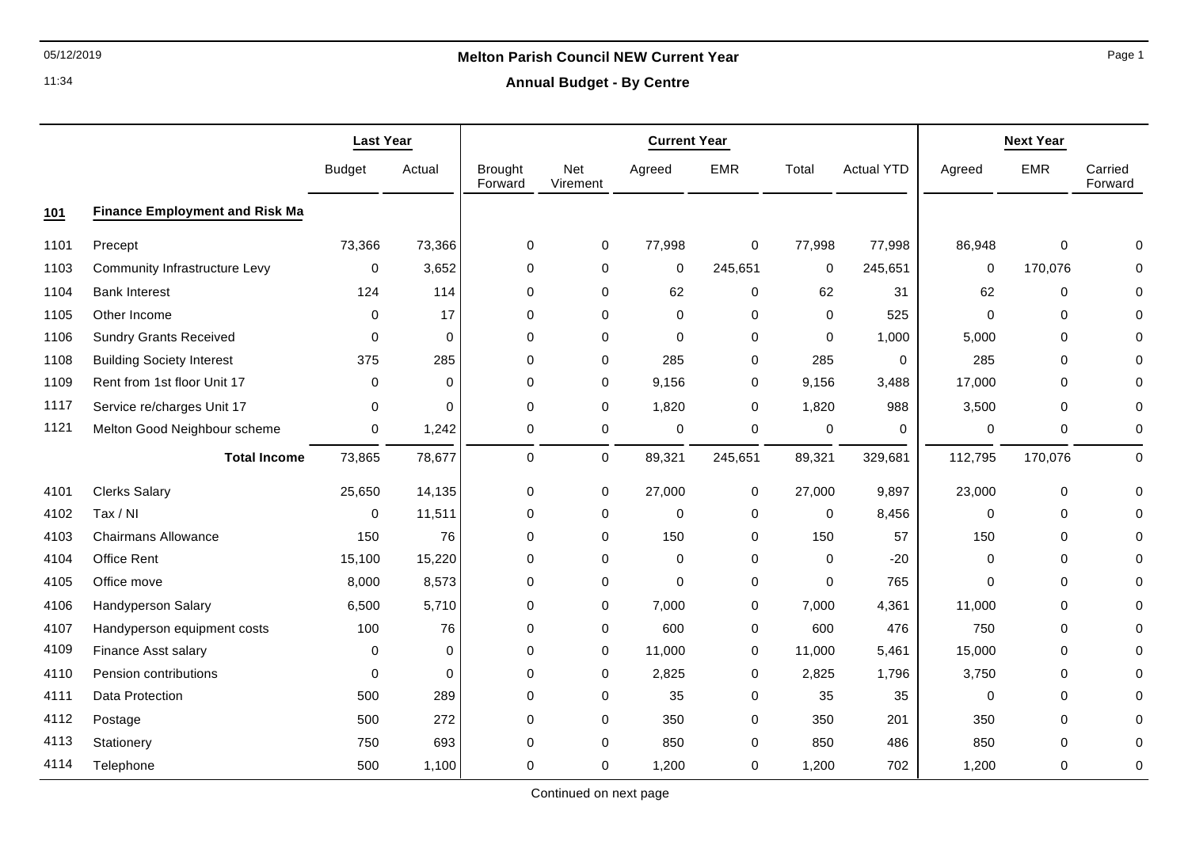# Melton Parish Council NEW Current Year

## Annual Budget - By Centre

| | | Last Year | | Current Year | | | | | | Next Year | | |
|---|---|---|---|---|---|---|---|---|---|---|---|---|
| | | Budget | Actual | Brought Forward | Net Virement | Agreed | EMR | Total | Actual YTD | Agreed | EMR | Carried Forward |
| **101** | **Finance Employment and Risk Ma** | | | | | | | | | | | |
| 1101 | Precept | 73,366 | 73,366 | 0 | 0 | 77,998 | 0 | 77,998 | 77,998 | 86,948 | 0 | 0 |
| 1103 | Community Infrastructure Levy | 0 | 3,652 | 0 | 0 | 0 | 245,651 | 0 | 245,651 | 0 | 170,076 | 0 |
| 1104 | Bank Interest | 124 | 114 | 0 | 0 | 62 | 0 | 62 | 31 | 62 | 0 | 0 |
| 1105 | Other Income | 0 | 17 | 0 | 0 | 0 | 0 | 0 | 525 | 0 | 0 | 0 |
| 1106 | Sundry Grants Received | 0 | 0 | 0 | 0 | 0 | 0 | 0 | 1,000 | 5,000 | 0 | 0 |
| 1108 | Building Society Interest | 375 | 285 | 0 | 0 | 285 | 0 | 285 | 0 | 285 | 0 | 0 |
| 1109 | Rent from 1st floor Unit 17 | 0 | 0 | 0 | 0 | 9,156 | 0 | 9,156 | 3,488 | 17,000 | 0 | 0 |
| 1117 | Service re/charges Unit 17 | 0 | 0 | 0 | 0 | 1,820 | 0 | 1,820 | 988 | 3,500 | 0 | 0 |
| 1121 | Melton Good Neighbour scheme | 0 | 1,242 | 0 | 0 | 0 | 0 | 0 | 0 | 0 | 0 | 0 |
| | **Total Income** | 73,865 | 78,677 | 0 | 0 | 89,321 | 245,651 | 89,321 | 329,681 | 112,795 | 170,076 | 0 |
| 4101 | Clerks Salary | 25,650 | 14,135 | 0 | 0 | 27,000 | 0 | 27,000 | 9,897 | 23,000 | 0 | 0 |
| 4102 | Tax / NI | 0 | 11,511 | 0 | 0 | 0 | 0 | 0 | 8,456 | 0 | 0 | 0 |
| 4103 | Chairmans Allowance | 150 | 76 | 0 | 0 | 150 | 0 | 150 | 57 | 150 | 0 | 0 |
| 4104 | Office Rent | 15,100 | 15,220 | 0 | 0 | 0 | 0 | 0 | -20 | 0 | 0 | 0 |
| 4105 | Office move | 8,000 | 8,573 | 0 | 0 | 0 | 0 | 0 | 765 | 0 | 0 | 0 |
| 4106 | Handyperson Salary | 6,500 | 5,710 | 0 | 0 | 7,000 | 0 | 7,000 | 4,361 | 11,000 | 0 | 0 |
| 4107 | Handyperson equipment costs | 100 | 76 | 0 | 0 | 600 | 0 | 600 | 476 | 750 | 0 | 0 |
| 4109 | Finance Asst salary | 0 | 0 | 0 | 0 | 11,000 | 0 | 11,000 | 5,461 | 15,000 | 0 | 0 |
| 4110 | Pension contributions | 0 | 0 | 0 | 0 | 2,825 | 0 | 2,825 | 1,796 | 3,750 | 0 | 0 |
| 4111 | Data Protection | 500 | 289 | 0 | 0 | 35 | 0 | 35 | 35 | 0 | 0 | 0 |
| 4112 | Postage | 500 | 272 | 0 | 0 | 350 | 0 | 350 | 201 | 350 | 0 | 0 |
| 4113 | Stationery | 750 | 693 | 0 | 0 | 850 | 0 | 850 | 486 | 850 | 0 | 0 |
| 4114 | Telephone | 500 | 1,100 | 0 | 0 | 1,200 | 0 | 1,200 | 702 | 1,200 | 0 | 0 |

Continued on next page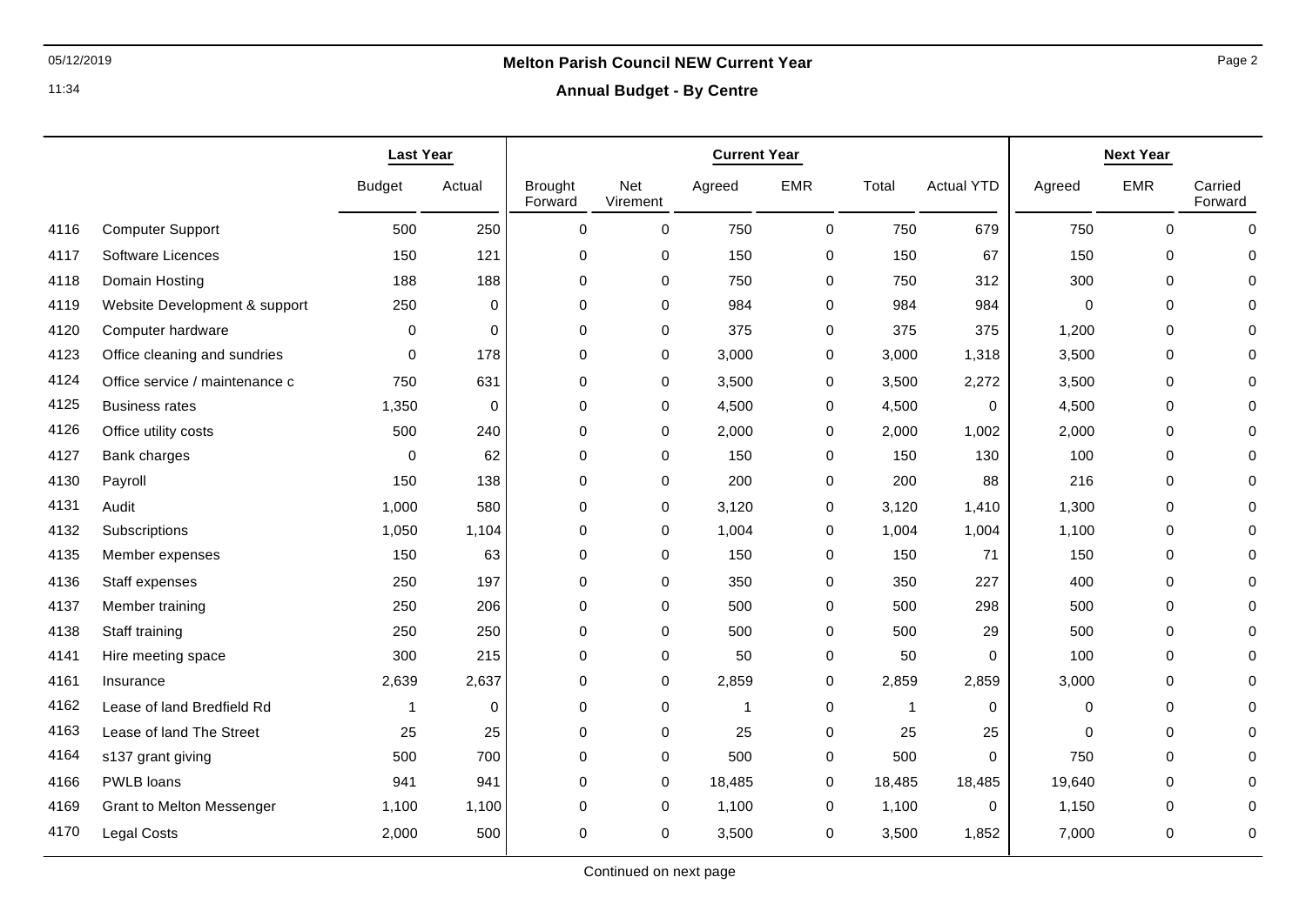**Melton Parish Council NEW Current Year**

**Annual Budget - By Centre**

| | | Last Year | | Current Year | | | | | | Next Year | | |
|---|---|---|---|---|---|---|---|---|---|---|---|---|
| | | Budget | Actual | Brought Forward | Net Virement | Agreed | EMR | Total | Actual YTD | Agreed | EMR | Carried Forward |
| 4116 | Computer Support | 500 | 250 | 0 | 0 | 750 | 0 | 750 | 679 | 750 | 0 | 0 |
| 4117 | Software Licences | 150 | 121 | 0 | 0 | 150 | 0 | 150 | 67 | 150 | 0 | 0 |
| 4118 | Domain Hosting | 188 | 188 | 0 | 0 | 750 | 0 | 750 | 312 | 300 | 0 | 0 |
| 4119 | Website Development & support | 250 | 0 | 0 | 0 | 984 | 0 | 984 | 984 | 0 | 0 | 0 |
| 4120 | Computer hardware | 0 | 0 | 0 | 0 | 375 | 0 | 375 | 375 | 1,200 | 0 | 0 |
| 4123 | Office cleaning and sundries | 0 | 178 | 0 | 0 | 3,000 | 0 | 3,000 | 1,318 | 3,500 | 0 | 0 |
| 4124 | Office service / maintenance c | 750 | 631 | 0 | 0 | 3,500 | 0 | 3,500 | 2,272 | 3,500 | 0 | 0 |
| 4125 | Business rates | 1,350 | 0 | 0 | 0 | 4,500 | 0 | 4,500 | 0 | 4,500 | 0 | 0 |
| 4126 | Office utility costs | 500 | 240 | 0 | 0 | 2,000 | 0 | 2,000 | 1,002 | 2,000 | 0 | 0 |
| 4127 | Bank charges | 0 | 62 | 0 | 0 | 150 | 0 | 150 | 130 | 100 | 0 | 0 |
| 4130 | Payroll | 150 | 138 | 0 | 0 | 200 | 0 | 200 | 88 | 216 | 0 | 0 |
| 4131 | Audit | 1,000 | 580 | 0 | 0 | 3,120 | 0 | 3,120 | 1,410 | 1,300 | 0 | 0 |
| 4132 | Subscriptions | 1,050 | 1,104 | 0 | 0 | 1,004 | 0 | 1,004 | 1,004 | 1,100 | 0 | 0 |
| 4135 | Member expenses | 150 | 63 | 0 | 0 | 150 | 0 | 150 | 71 | 150 | 0 | 0 |
| 4136 | Staff expenses | 250 | 197 | 0 | 0 | 350 | 0 | 350 | 227 | 400 | 0 | 0 |
| 4137 | Member training | 250 | 206 | 0 | 0 | 500 | 0 | 500 | 298 | 500 | 0 | 0 |
| 4138 | Staff training | 250 | 250 | 0 | 0 | 500 | 0 | 500 | 29 | 500 | 0 | 0 |
| 4141 | Hire meeting space | 300 | 215 | 0 | 0 | 50 | 0 | 50 | 0 | 100 | 0 | 0 |
| 4161 | Insurance | 2,639 | 2,637 | 0 | 0 | 2,859 | 0 | 2,859 | 2,859 | 3,000 | 0 | 0 |
| 4162 | Lease of land Bredfield Rd | 1 | 0 | 0 | 0 | 1 | 0 | 1 | 0 | 0 | 0 | 0 |
| 4163 | Lease of land The Street | 25 | 25 | 0 | 0 | 25 | 0 | 25 | 25 | 0 | 0 | 0 |
| 4164 | s137 grant giving | 500 | 700 | 0 | 0 | 500 | 0 | 500 | 0 | 750 | 0 | 0 |
| 4166 | PWLB loans | 941 | 941 | 0 | 0 | 18,485 | 0 | 18,485 | 18,485 | 19,640 | 0 | 0 |
| 4169 | Grant to Melton Messenger | 1,100 | 1,100 | 0 | 0 | 1,100 | 0 | 1,100 | 0 | 1,150 | 0 | 0 |
| 4170 | Legal Costs | 2,000 | 500 | 0 | 0 | 3,500 | 0 | 3,500 | 1,852 | 7,000 | 0 | 0 |

Continued on next page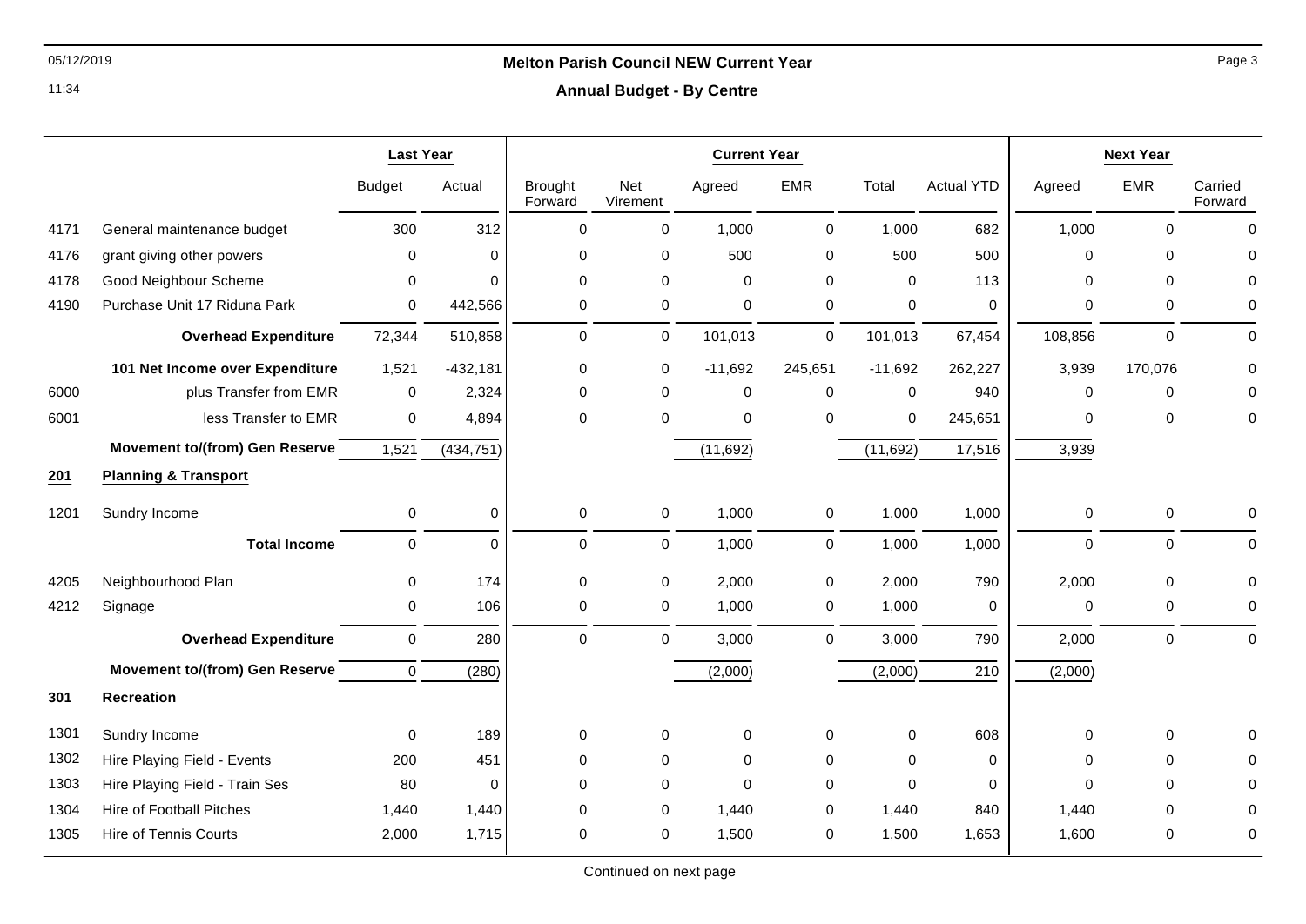## Melton Parish Council NEW Current Year

### Annual Budget - By Centre

| | | Last Year | | Current Year | | | | | | Next Year | | |
|---|---|---|---|---|---|---|---|---|---|---|---|---|
| | | Budget | Actual | Brought Forward | Net Virement | Agreed | EMR | Total | Actual YTD | Agreed | EMR | Carried Forward |
| 4171 | General maintenance budget | 300 | 312 | 0 | 0 | 1,000 | 0 | 1,000 | 682 | 1,000 | 0 | 0 |
| 4176 | grant giving other powers | 0 | 0 | 0 | 0 | 500 | 0 | 500 | 500 | 0 | 0 | 0 |
| 4178 | Good Neighbour Scheme | 0 | 0 | 0 | 0 | 0 | 0 | 0 | 113 | 0 | 0 | 0 |
| 4190 | Purchase Unit 17 Riduna Park | 0 | 442,566 | 0 | 0 | 0 | 0 | 0 | 0 | 0 | 0 | 0 |
| | **Overhead Expenditure** | 72,344 | 510,858 | 0 | 0 | 101,013 | 0 | 101,013 | 67,454 | 108,856 | 0 | 0 |
| | **101 Net Income over Expenditure** | 1,521 | -432,181 | 0 | 0 | -11,692 | 245,651 | -11,692 | 262,227 | 3,939 | 170,076 | 0 |
| 6000 | plus Transfer from EMR | 0 | 2,324 | 0 | 0 | 0 | 0 | 0 | 940 | 0 | 0 | 0 |
| 6001 | less Transfer to EMR | 0 | 4,894 | 0 | 0 | 0 | 0 | 0 | 245,651 | 0 | 0 | 0 |
| | **Movement to/(from) Gen Reserve** | 1,521 | (434,751) | | | (11,692) | | (11,692) | 17,516 | 3,939 | | |
| **201** | **Planning & Transport** | | | | | | | | | | | |
| 1201 | Sundry Income | 0 | 0 | 0 | 0 | 1,000 | 0 | 1,000 | 1,000 | 0 | 0 | 0 |
| | **Total Income** | 0 | 0 | 0 | 0 | 1,000 | 0 | 1,000 | 1,000 | 0 | 0 | 0 |
| 4205 | Neighbourhood Plan | 0 | 174 | 0 | 0 | 2,000 | 0 | 2,000 | 790 | 2,000 | 0 | 0 |
| 4212 | Signage | 0 | 106 | 0 | 0 | 1,000 | 0 | 1,000 | 0 | 0 | 0 | 0 |
| | **Overhead Expenditure** | 0 | 280 | 0 | 0 | 3,000 | 0 | 3,000 | 790 | 2,000 | 0 | 0 |
| | **Movement to/(from) Gen Reserve** | 0 | (280) | | | (2,000) | | (2,000) | 210 | (2,000) | | |
| **301** | **Recreation** | | | | | | | | | | | |
| 1301 | Sundry Income | 0 | 189 | 0 | 0 | 0 | 0 | 0 | 608 | 0 | 0 | 0 |
| 1302 | Hire Playing Field - Events | 200 | 451 | 0 | 0 | 0 | 0 | 0 | 0 | 0 | 0 | 0 |
| 1303 | Hire Playing Field - Train Ses | 80 | 0 | 0 | 0 | 0 | 0 | 0 | 0 | 0 | 0 | 0 |
| 1304 | Hire of Football Pitches | 1,440 | 1,440 | 0 | 0 | 1,440 | 0 | 1,440 | 840 | 1,440 | 0 | 0 |
| 1305 | Hire of Tennis Courts | 2,000 | 1,715 | 0 | 0 | 1,500 | 0 | 1,500 | 1,653 | 1,600 | 0 | 0 |

Continued on next page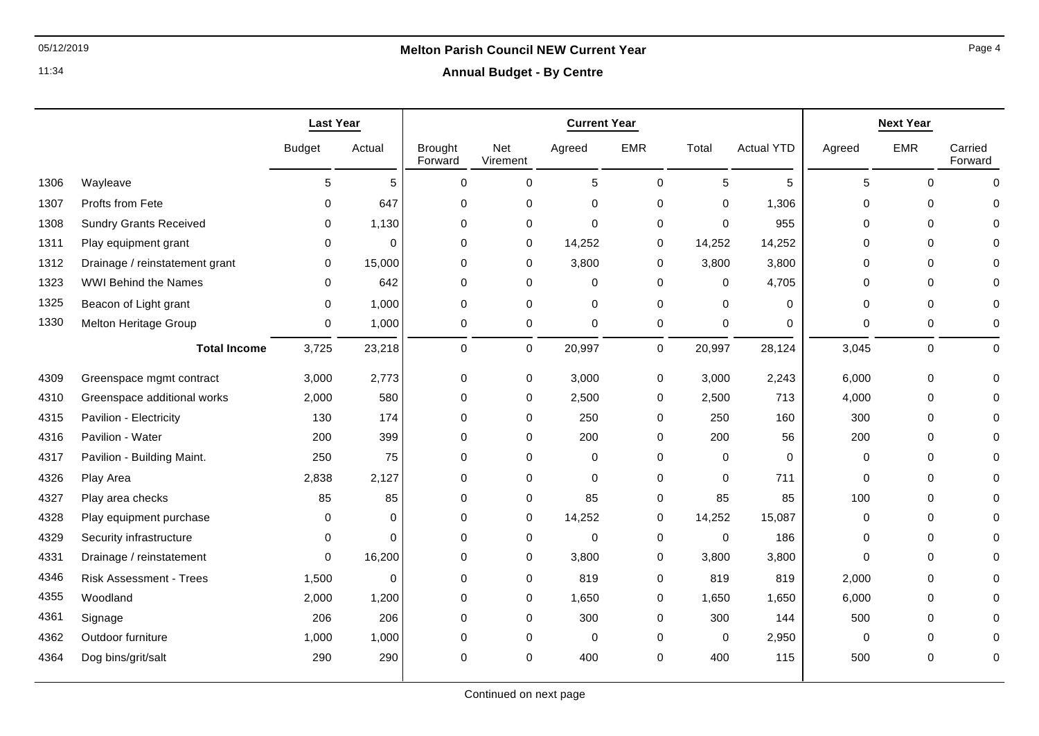## Melton Parish Council NEW Current Year

### Annual Budget - By Centre

| | | Last Year | | Current Year | | | | | | Next Year | | |
|---|---|---|---|---|---|---|---|---|---|---|---|---|
| | | Budget | Actual | Brought Forward | Net Virement | Agreed | EMR | Total | Actual YTD | Agreed | EMR | Carried Forward |
| 1306 | Wayleave | 5 | 5 | 0 | 0 | 5 | 0 | 5 | 5 | 5 | 0 | 0 |
| 1307 | Profts from Fete | 0 | 647 | 0 | 0 | 0 | 0 | 0 | 1,306 | 0 | 0 | 0 |
| 1308 | Sundry Grants Received | 0 | 1,130 | 0 | 0 | 0 | 0 | 0 | 955 | 0 | 0 | 0 |
| 1311 | Play equipment grant | 0 | 0 | 0 | 0 | 14,252 | 0 | 14,252 | 14,252 | 0 | 0 | 0 |
| 1312 | Drainage / reinstatement grant | 0 | 15,000 | 0 | 0 | 3,800 | 0 | 3,800 | 3,800 | 0 | 0 | 0 |
| 1323 | WWI Behind the Names | 0 | 642 | 0 | 0 | 0 | 0 | 0 | 4,705 | 0 | 0 | 0 |
| 1325 | Beacon of Light grant | 0 | 1,000 | 0 | 0 | 0 | 0 | 0 | 0 | 0 | 0 | 0 |
| 1330 | Melton Heritage Group | 0 | 1,000 | 0 | 0 | 0 | 0 | 0 | 0 | 0 | 0 | 0 |
| | **Total Income** | 3,725 | 23,218 | 0 | 0 | 20,997 | 0 | 20,997 | 28,124 | 3,045 | 0 | 0 |
| 4309 | Greenspace mgmt contract | 3,000 | 2,773 | 0 | 0 | 3,000 | 0 | 3,000 | 2,243 | 6,000 | 0 | 0 |
| 4310 | Greenspace additional works | 2,000 | 580 | 0 | 0 | 2,500 | 0 | 2,500 | 713 | 4,000 | 0 | 0 |
| 4315 | Pavilion - Electricity | 130 | 174 | 0 | 0 | 250 | 0 | 250 | 160 | 300 | 0 | 0 |
| 4316 | Pavilion - Water | 200 | 399 | 0 | 0 | 200 | 0 | 200 | 56 | 200 | 0 | 0 |
| 4317 | Pavilion - Building Maint. | 250 | 75 | 0 | 0 | 0 | 0 | 0 | 0 | 0 | 0 | 0 |
| 4326 | Play Area | 2,838 | 2,127 | 0 | 0 | 0 | 0 | 0 | 711 | 0 | 0 | 0 |
| 4327 | Play area checks | 85 | 85 | 0 | 0 | 85 | 0 | 85 | 85 | 100 | 0 | 0 |
| 4328 | Play equipment purchase | 0 | 0 | 0 | 0 | 14,252 | 0 | 14,252 | 15,087 | 0 | 0 | 0 |
| 4329 | Security infrastructure | 0 | 0 | 0 | 0 | 0 | 0 | 0 | 186 | 0 | 0 | 0 |
| 4331 | Drainage / reinstatement | 0 | 16,200 | 0 | 0 | 3,800 | 0 | 3,800 | 3,800 | 0 | 0 | 0 |
| 4346 | Risk Assessment - Trees | 1,500 | 0 | 0 | 0 | 819 | 0 | 819 | 819 | 2,000 | 0 | 0 |
| 4355 | Woodland | 2,000 | 1,200 | 0 | 0 | 1,650 | 0 | 1,650 | 1,650 | 6,000 | 0 | 0 |
| 4361 | Signage | 206 | 206 | 0 | 0 | 300 | 0 | 300 | 144 | 500 | 0 | 0 |
| 4362 | Outdoor furniture | 1,000 | 1,000 | 0 | 0 | 0 | 0 | 0 | 2,950 | 0 | 0 | 0 |
| 4364 | Dog bins/grit/salt | 290 | 290 | 0 | 0 | 400 | 0 | 400 | 115 | 500 | 0 | 0 |

Continued on next page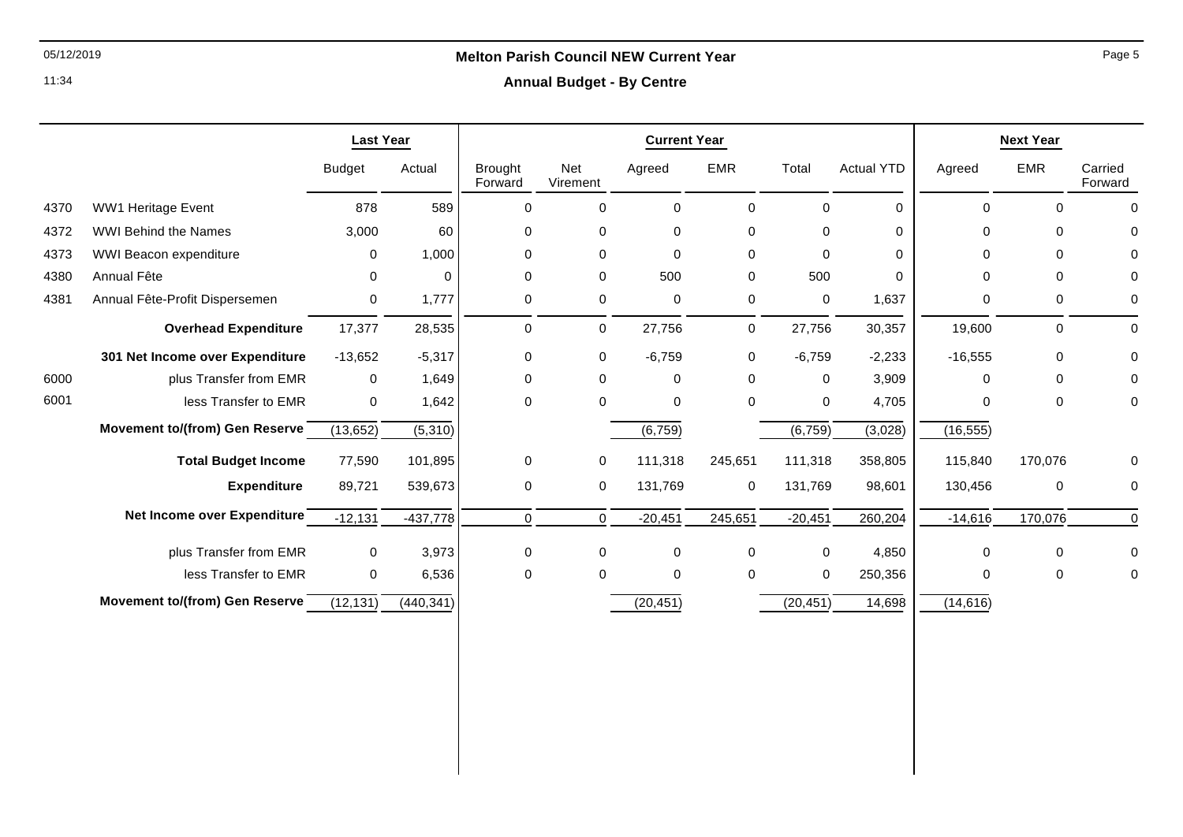**Melton Parish Council NEW Current Year**

**Annual Budget - By Centre**

| | | Last Year | | Current Year | | | | | | Next Year | | |
|---|---|---|---|---|---|---|---|---|---|---|---|---|
| | | Budget | Actual | Brought Forward | Net Virement | Agreed | EMR | Total | Actual YTD | Agreed | EMR | Carried Forward |
| 4370 | WW1 Heritage Event | 878 | 589 | 0 | 0 | 0 | 0 | 0 | 0 | 0 | 0 | 0 |
| 4372 | WWI Behind the Names | 3,000 | 60 | 0 | 0 | 0 | 0 | 0 | 0 | 0 | 0 | 0 |
| 4373 | WWI Beacon expenditure | 0 | 1,000 | 0 | 0 | 0 | 0 | 0 | 0 | 0 | 0 | 0 |
| 4380 | Annual Fête | 0 | 0 | 0 | 0 | 500 | 0 | 500 | 0 | 0 | 0 | 0 |
| 4381 | Annual Fête-Profit Dispersemen | 0 | 1,777 | 0 | 0 | 0 | 0 | 0 | 1,637 | 0 | 0 | 0 |
| | **Overhead Expenditure** | 17,377 | 28,535 | 0 | 0 | 27,756 | 0 | 27,756 | 30,357 | 19,600 | 0 | 0 |
| | **301 Net Income over Expenditure** | -13,652 | -5,317 | 0 | 0 | -6,759 | 0 | -6,759 | -2,233 | -16,555 | 0 | 0 |
| 6000 | plus Transfer from EMR | 0 | 1,649 | 0 | 0 | 0 | 0 | 0 | 3,909 | 0 | 0 | 0 |
| 6001 | less Transfer to EMR | 0 | 1,642 | 0 | 0 | 0 | 0 | 0 | 4,705 | 0 | 0 | 0 |
| | **Movement to/(from) Gen Reserve** | (13,652) | (5,310) | | | (6,759) | | (6,759) | (3,028) | (16,555) | | |
| | **Total Budget Income** | 77,590 | 101,895 | 0 | 0 | 111,318 | 245,651 | 111,318 | 358,805 | 115,840 | 170,076 | 0 |
| | **Expenditure** | 89,721 | 539,673 | 0 | 0 | 131,769 | 0 | 131,769 | 98,601 | 130,456 | 0 | 0 |
| | **Net Income over Expenditure** | -12,131 | -437,778 | 0 | 0 | -20,451 | 245,651 | -20,451 | 260,204 | -14,616 | 170,076 | 0 |
| | plus Transfer from EMR | 0 | 3,973 | 0 | 0 | 0 | 0 | 0 | 4,850 | 0 | 0 | 0 |
| | less Transfer to EMR | 0 | 6,536 | 0 | 0 | 0 | 0 | 0 | 250,356 | 0 | 0 | 0 |
| | **Movement to/(from) Gen Reserve** | (12,131) | (440,341) | | | (20,451) | | (20,451) | 14,698 | (14,616) | | |